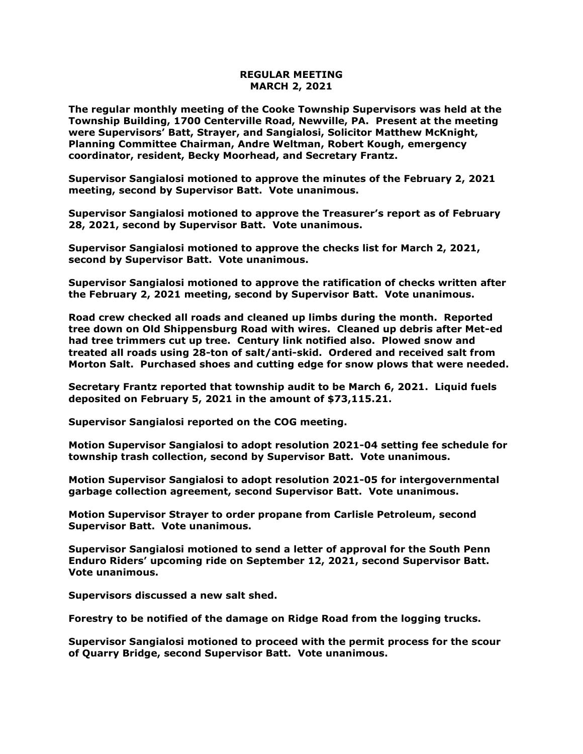# REGULAR MEETING
# MARCH 2, 2021

**The regular monthly meeting of the Cooke Township Supervisors was held at the Township Building, 1700 Centerville Road, Newville, PA. Present at the meeting were Supervisors' Batt, Strayer, and Sangialosi, Solicitor Matthew McKnight, Planning Committee Chairman, Andre Weltman, Robert Kough, emergency coordinator, resident, Becky Moorhead, and Secretary Frantz.**

**Supervisor Sangialosi motioned to approve the minutes of the February 2, 2021 meeting, second by Supervisor Batt. Vote unanimous.**

**Supervisor Sangialosi motioned to approve the Treasurer's report as of February 28, 2021, second by Supervisor Batt. Vote unanimous.**

**Supervisor Sangialosi motioned to approve the checks list for March 2, 2021, second by Supervisor Batt. Vote unanimous.**

**Supervisor Sangialosi motioned to approve the ratification of checks written after the February 2, 2021 meeting, second by Supervisor Batt. Vote unanimous.**

**Road crew checked all roads and cleaned up limbs during the month. Reported tree down on Old Shippensburg Road with wires. Cleaned up debris after Met-ed had tree trimmers cut up tree. Century link notified also. Plowed snow and treated all roads using 28-ton of salt/anti-skid. Ordered and received salt from Morton Salt. Purchased shoes and cutting edge for snow plows that were needed.**

**Secretary Frantz reported that township audit to be March 6, 2021. Liquid fuels deposited on February 5, 2021 in the amount of $73,115.21.**

**Supervisor Sangialosi reported on the COG meeting.**

**Motion Supervisor Sangialosi to adopt resolution 2021-04 setting fee schedule for township trash collection, second by Supervisor Batt. Vote unanimous.**

**Motion Supervisor Sangialosi to adopt resolution 2021-05 for intergovernmental garbage collection agreement, second Supervisor Batt. Vote unanimous.**

**Motion Supervisor Strayer to order propane from Carlisle Petroleum, second Supervisor Batt. Vote unanimous.**

**Supervisor Sangialosi motioned to send a letter of approval for the South Penn Enduro Riders' upcoming ride on September 12, 2021, second Supervisor Batt. Vote unanimous.**

**Supervisors discussed a new salt shed.**

**Forestry to be notified of the damage on Ridge Road from the logging trucks.**

**Supervisor Sangialosi motioned to proceed with the permit process for the scour of Quarry Bridge, second Supervisor Batt. Vote unanimous.**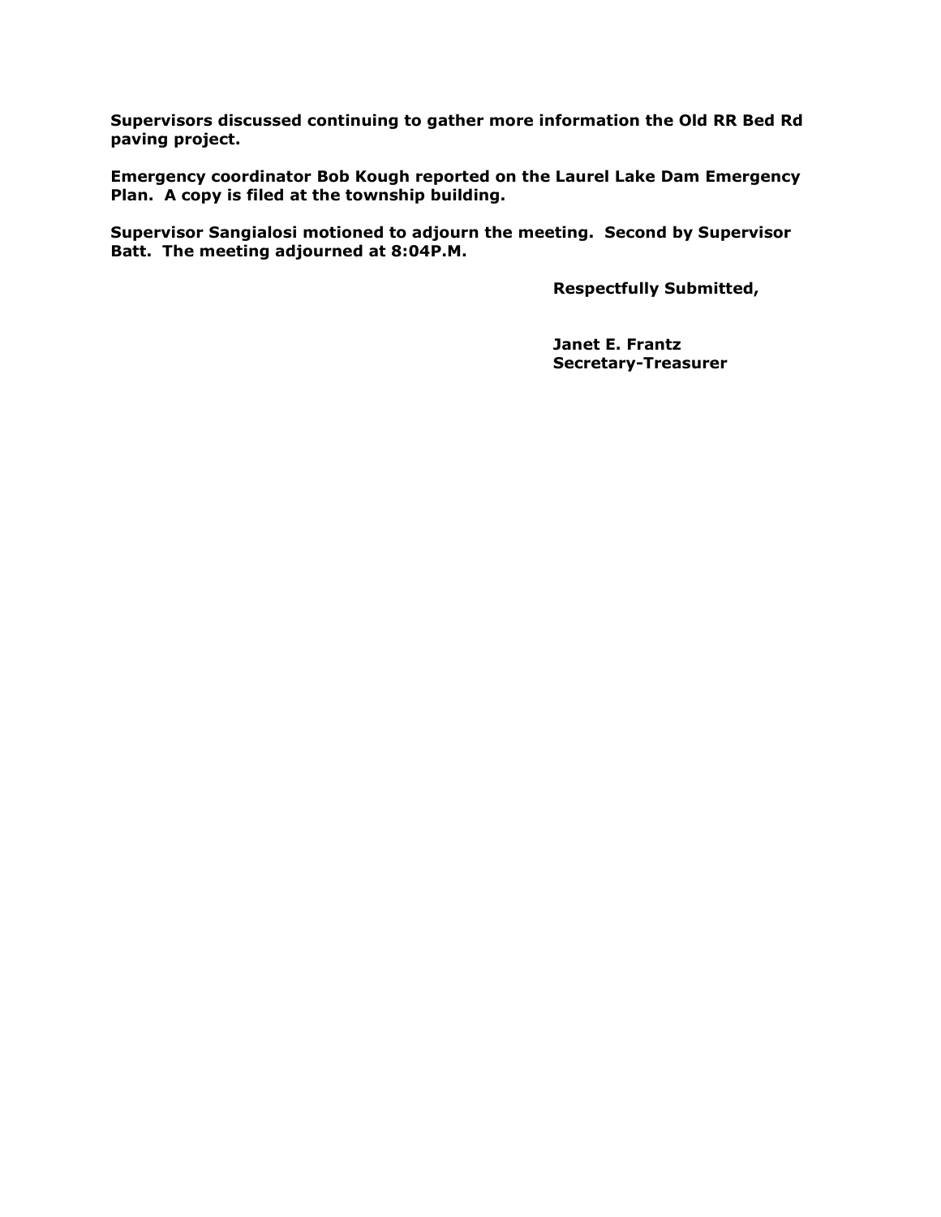**Supervisors discussed continuing to gather more information the Old RR Bed Rd paving project.**

**Emergency coordinator Bob Kough reported on the Laurel Lake Dam Emergency Plan. A copy is filed at the township building.**

**Supervisor Sangialosi motioned to adjourn the meeting. Second by Supervisor Batt. The meeting adjourned at 8:04P.M.**

**Respectfully Submitted,**

**Janet E. Frantz**
**Secretary-Treasurer**